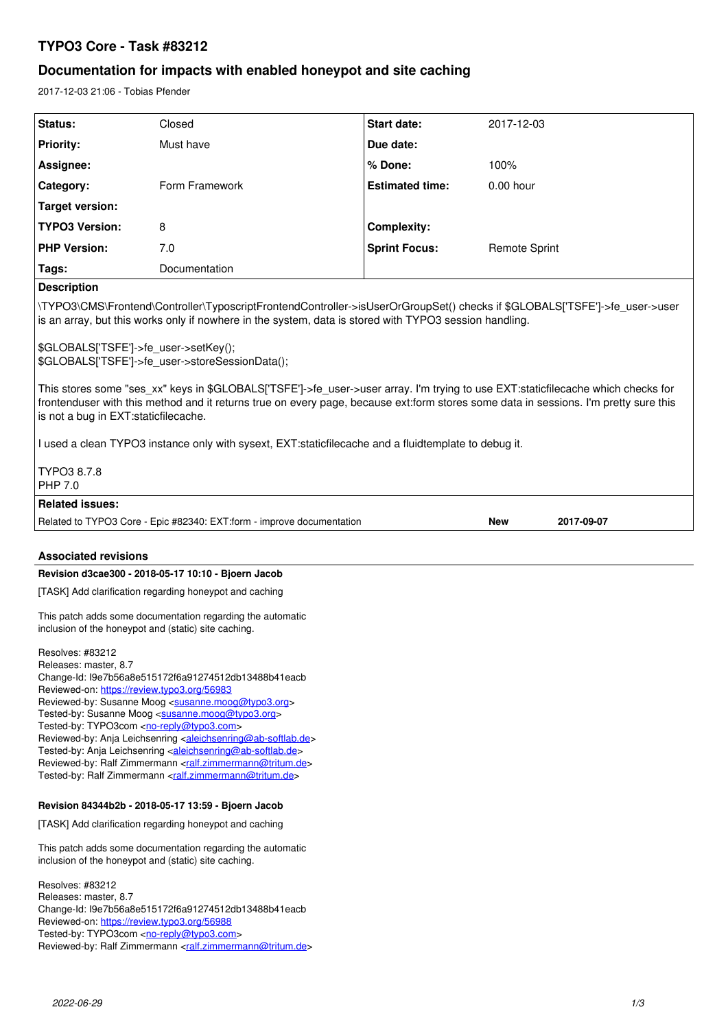# TYPO3 Core - Task #83212

## Documentation for impacts with enabled honeypot and site caching

2017-12-03 21:06 - Tobias Pfender

| | | | |
|---|---|---|---|
| **Status:** | Closed | **Start date:** | 2017-12-03 |
| **Priority:** | Must have | **Due date:** | |
| **Assignee:** | | **% Done:** | 100% |
| **Category:** | Form Framework | **Estimated time:** | 0.00 hour |
| **Target version:** | | | |
| **TYPO3 Version:** | 8 | **Complexity:** | |
| **PHP Version:** | 7.0 | **Sprint Focus:** | Remote Sprint |
| **Tags:** | Documentation | | |

**Description**

\TYPO3\CMS\Frontend\Controller\TypoScriptFrontendController->isUserOrGroupSet() checks if $GLOBALS['TSFE']->fe_user->user is an array, but this works only if nowhere in the system, data is stored with TYPO3 session handling.

$GLOBALS['TSFE']->fe_user->setKey();
$GLOBALS['TSFE']->fe_user->storeSessionData();

This stores some "ses_xx" keys in $GLOBALS['TSFE']->fe_user->user array. I'm trying to use EXT:staticfilecache which checks for frontenduser with this method and it returns true on every page, because ext:form stores some data in sessions. I'm pretty sure this is not a bug in EXT:staticfilecache.

I used a clean TYPO3 instance only with sysext, EXT:staticfilecache and a fluidtemplate to debug it.

TYPO3 8.7.8
PHP 7.0

**Related issues:**

| | | |
|---|---|---|
| Related to TYPO3 Core - Epic #82340: EXT:form - improve documentation | New | 2017-09-07 |

## Associated revisions

### Revision d3cae300 - 2018-05-17 10:10 - Bjoern Jacob

[TASK] Add clarification regarding honeypot and caching

This patch adds some documentation regarding the automatic inclusion of the honeypot and (static) site caching.

Resolves: #83212
Releases: master, 8.7
Change-Id: I9e7b56a8e515172f6a91274512db13488b41eacb
Reviewed-on: https://review.typo3.org/56983
Reviewed-by: Susanne Moog <susanne.moog@typo3.org>
Tested-by: Susanne Moog <susanne.moog@typo3.org>
Tested-by: TYPO3com <no-reply@typo3.com>
Reviewed-by: Anja Leichsenring <aleichsenring@ab-softlab.de>
Tested-by: Anja Leichsenring <aleichsenring@ab-softlab.de>
Reviewed-by: Ralf Zimmermann <ralf.zimmermann@tritum.de>
Tested-by: Ralf Zimmermann <ralf.zimmermann@tritum.de>

### Revision 84344b2b - 2018-05-17 13:59 - Bjoern Jacob

[TASK] Add clarification regarding honeypot and caching

This patch adds some documentation regarding the automatic inclusion of the honeypot and (static) site caching.

Resolves: #83212
Releases: master, 8.7
Change-Id: I9e7b56a8e515172f6a91274512db13488b41eacb
Reviewed-on: https://review.typo3.org/56988
Tested-by: TYPO3com <no-reply@typo3.com>
Reviewed-by: Ralf Zimmermann <ralf.zimmermann@tritum.de>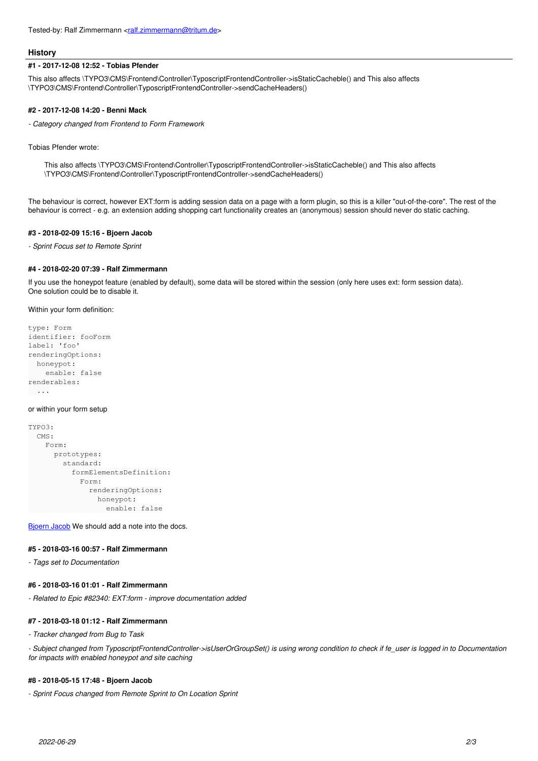Tested-by: Ralf Zimmermann <ralf.zimmermann@tritum.de>

## History

#### #1 - 2017-12-08 12:52 - Tobias Pfender

This also affects \TYPO3\CMS\Frontend\Controller\TyposcriptFrontendController->isStaticCacheble() and This also affects \TYPO3\CMS\Frontend\Controller\TyposcriptFrontendController->sendCacheHeaders()

#### #2 - 2017-12-08 14:20 - Benni Mack

*- Category changed from Frontend to Form Framework*

Tobias Pfender wrote:

> This also affects \TYPO3\CMS\Frontend\Controller\TyposcriptFrontendController->isStaticCacheble() and This also affects \TYPO3\CMS\Frontend\Controller\TyposcriptFrontendController->sendCacheHeaders()

The behaviour is correct, however EXT:form is adding session data on a page with a form plugin, so this is a killer "out-of-the-core". The rest of the behaviour is correct - e.g. an extension adding shopping cart functionality creates an (anonymous) session should never do static caching.

#### #3 - 2018-02-09 15:16 - Bjoern Jacob

*- Sprint Focus set to Remote Sprint*

#### #4 - 2018-02-20 07:39 - Ralf Zimmermann

If you use the honeypot feature (enabled by default), some data will be stored within the session (only here uses ext: form session data).
One solution could be to disable it.

Within your form definition:

```
type: Form
identifier: fooForm
label: 'foo'
renderingOptions:
  honeypot:
    enable: false
renderables:
  ...
```

or within your form setup

```
TYPO3:
  CMS:
    Form:
      prototypes:
        standard:
          formElementsDefinition:
            Form:
              renderingOptions:
                honeypot:
                  enable: false
```

Bjoern Jacob We should add a note into the docs.

#### #5 - 2018-03-16 00:57 - Ralf Zimmermann

*- Tags set to Documentation*

#### #6 - 2018-03-16 01:01 - Ralf Zimmermann

*- Related to Epic #82340: EXT:form - improve documentation added*

#### #7 - 2018-03-18 01:12 - Ralf Zimmermann

*- Tracker changed from Bug to Task*

*- Subject changed from TyposcriptFrontendController->isUserOrGroupSet() is using wrong condition to check if fe_user is logged in to Documentation for impacts with enabled honeypot and site caching*

#### #8 - 2018-05-15 17:48 - Bjoern Jacob

*- Sprint Focus changed from Remote Sprint to On Location Sprint*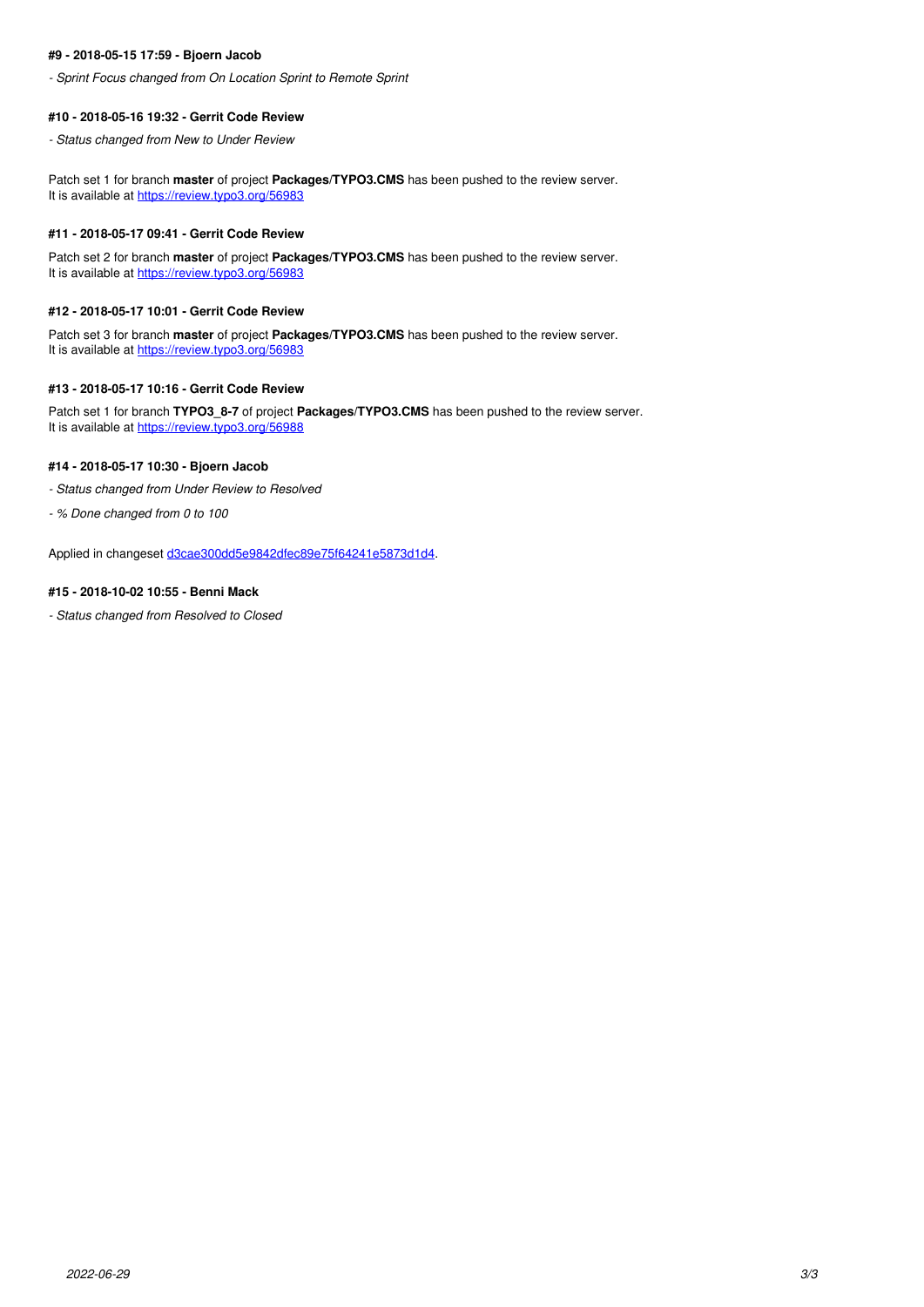#### #9 - 2018-05-15 17:59 - Bjoern Jacob

*- Sprint Focus changed from On Location Sprint to Remote Sprint*

#### #10 - 2018-05-16 19:32 - Gerrit Code Review

*- Status changed from New to Under Review*

Patch set 1 for branch **master** of project **Packages/TYPO3.CMS** has been pushed to the review server.
It is available at https://review.typo3.org/56983

#### #11 - 2018-05-17 09:41 - Gerrit Code Review

Patch set 2 for branch **master** of project **Packages/TYPO3.CMS** has been pushed to the review server.
It is available at https://review.typo3.org/56983

#### #12 - 2018-05-17 10:01 - Gerrit Code Review

Patch set 3 for branch **master** of project **Packages/TYPO3.CMS** has been pushed to the review server.
It is available at https://review.typo3.org/56983

#### #13 - 2018-05-17 10:16 - Gerrit Code Review

Patch set 1 for branch **TYPO3_8-7** of project **Packages/TYPO3.CMS** has been pushed to the review server.
It is available at https://review.typo3.org/56988

#### #14 - 2018-05-17 10:30 - Bjoern Jacob

*- Status changed from Under Review to Resolved*

*- % Done changed from 0 to 100*

Applied in changeset d3cae300dd5e9842dfec89e75f64241e5873d1d4.

#### #15 - 2018-10-02 10:55 - Benni Mack

*- Status changed from Resolved to Closed*